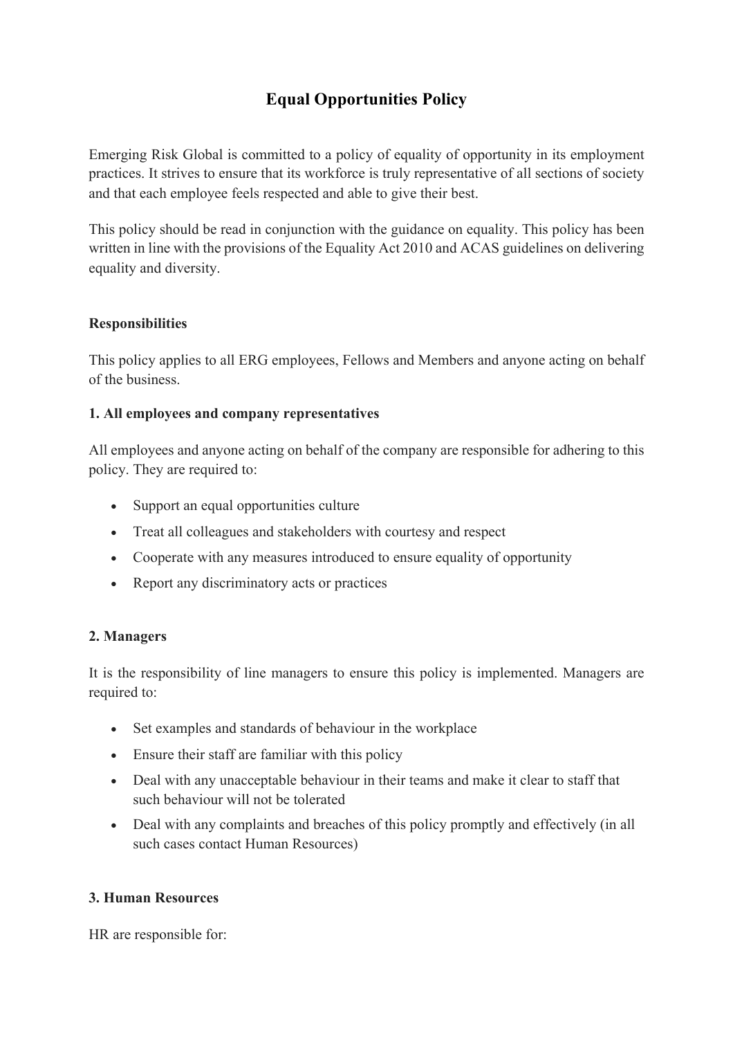# Equal Opportunities Policy

Emerging Risk Global is committed to a policy of equality of opportunity in its employment practices. It strives to ensure that its workforce is truly representative of all sections of society and that each employee feels respected and able to give their best.

This policy should be read in conjunction with the guidance on equality. This policy has been written in line with the provisions of the Equality Act 2010 and ACAS guidelines on delivering equality and diversity.

**Responsibilities**

This policy applies to all ERG employees, Fellows and Members and anyone acting on behalf of the business.

**1. All employees and company representatives**

All employees and anyone acting on behalf of the company are responsible for adhering to this policy. They are required to:

- Support an equal opportunities culture
- Treat all colleagues and stakeholders with courtesy and respect
- Cooperate with any measures introduced to ensure equality of opportunity
- Report any discriminatory acts or practices

**2. Managers**

It is the responsibility of line managers to ensure this policy is implemented. Managers are required to:

- Set examples and standards of behaviour in the workplace
- Ensure their staff are familiar with this policy
- Deal with any unacceptable behaviour in their teams and make it clear to staff that such behaviour will not be tolerated
- Deal with any complaints and breaches of this policy promptly and effectively (in all such cases contact Human Resources)

**3. Human Resources**

HR are responsible for: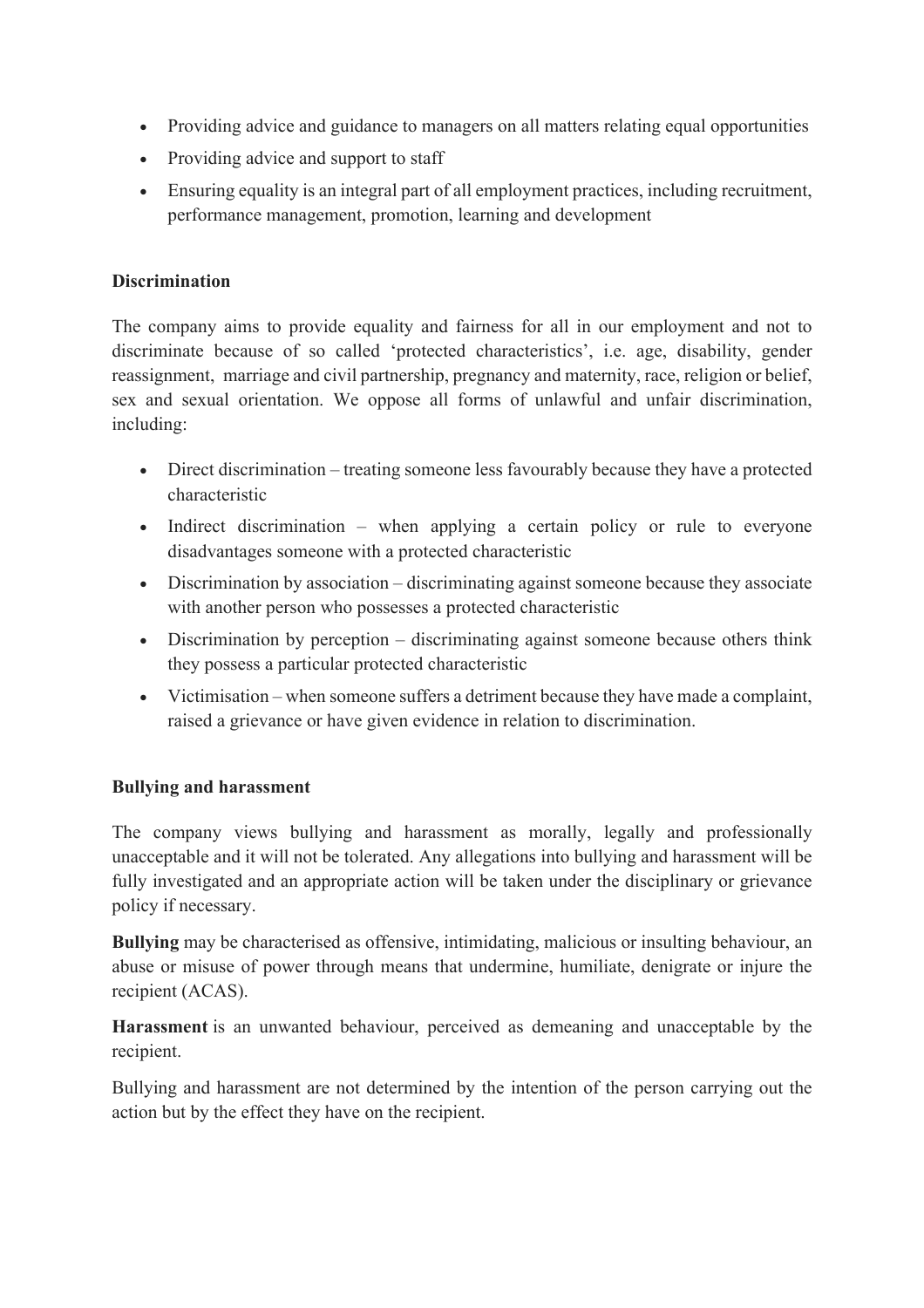- Providing advice and guidance to managers on all matters relating equal opportunities
- Providing advice and support to staff
- Ensuring equality is an integral part of all employment practices, including recruitment, performance management, promotion, learning and development

**Discrimination**

The company aims to provide equality and fairness for all in our employment and not to discriminate because of so called 'protected characteristics', i.e. age, disability, gender reassignment, marriage and civil partnership, pregnancy and maternity, race, religion or belief, sex and sexual orientation. We oppose all forms of unlawful and unfair discrimination, including:

- Direct discrimination – treating someone less favourably because they have a protected characteristic
- Indirect discrimination – when applying a certain policy or rule to everyone disadvantages someone with a protected characteristic
- Discrimination by association – discriminating against someone because they associate with another person who possesses a protected characteristic
- Discrimination by perception – discriminating against someone because others think they possess a particular protected characteristic
- Victimisation – when someone suffers a detriment because they have made a complaint, raised a grievance or have given evidence in relation to discrimination.

**Bullying and harassment**

The company views bullying and harassment as morally, legally and professionally unacceptable and it will not be tolerated. Any allegations into bullying and harassment will be fully investigated and an appropriate action will be taken under the disciplinary or grievance policy if necessary.

**Bullying** may be characterised as offensive, intimidating, malicious or insulting behaviour, an abuse or misuse of power through means that undermine, humiliate, denigrate or injure the recipient (ACAS).

**Harassment** is an unwanted behaviour, perceived as demeaning and unacceptable by the recipient.

Bullying and harassment are not determined by the intention of the person carrying out the action but by the effect they have on the recipient.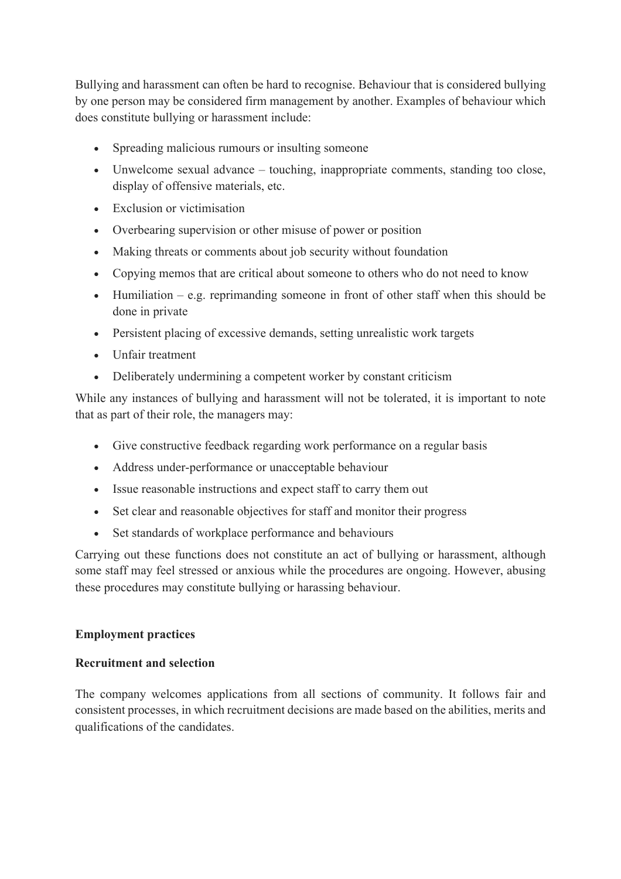Bullying and harassment can often be hard to recognise. Behaviour that is considered bullying by one person may be considered firm management by another. Examples of behaviour which does constitute bullying or harassment include:

- Spreading malicious rumours or insulting someone
- Unwelcome sexual advance – touching, inappropriate comments, standing too close, display of offensive materials, etc.
- Exclusion or victimisation
- Overbearing supervision or other misuse of power or position
- Making threats or comments about job security without foundation
- Copying memos that are critical about someone to others who do not need to know
- Humiliation – e.g. reprimanding someone in front of other staff when this should be done in private
- Persistent placing of excessive demands, setting unrealistic work targets
- Unfair treatment
- Deliberately undermining a competent worker by constant criticism

While any instances of bullying and harassment will not be tolerated, it is important to note that as part of their role, the managers may:

- Give constructive feedback regarding work performance on a regular basis
- Address under-performance or unacceptable behaviour
- Issue reasonable instructions and expect staff to carry them out
- Set clear and reasonable objectives for staff and monitor their progress
- Set standards of workplace performance and behaviours

Carrying out these functions does not constitute an act of bullying or harassment, although some staff may feel stressed or anxious while the procedures are ongoing. However, abusing these procedures may constitute bullying or harassing behaviour.

**Employment practices**

**Recruitment and selection**

The company welcomes applications from all sections of community. It follows fair and consistent processes, in which recruitment decisions are made based on the abilities, merits and qualifications of the candidates.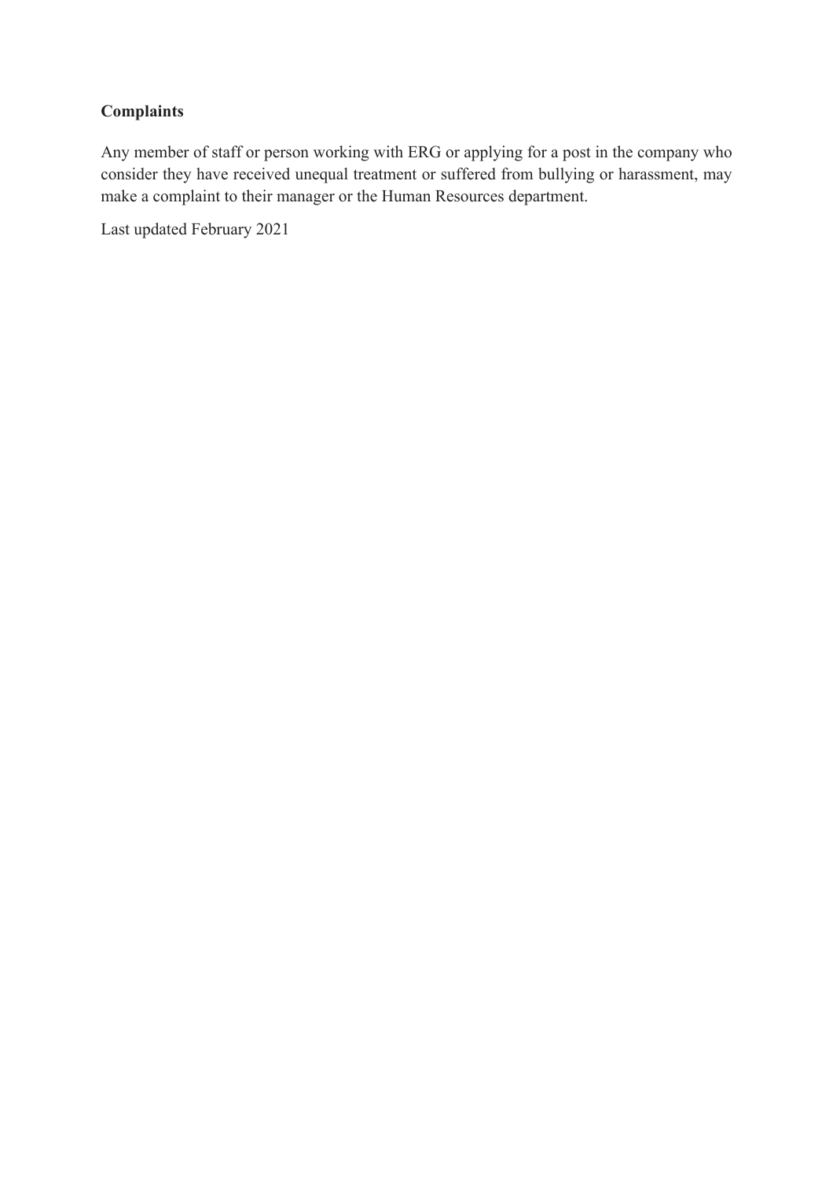**Complaints**

Any member of staff or person working with ERG or applying for a post in the company who consider they have received unequal treatment or suffered from bullying or harassment, may make a complaint to their manager or the Human Resources department.

Last updated February 2021